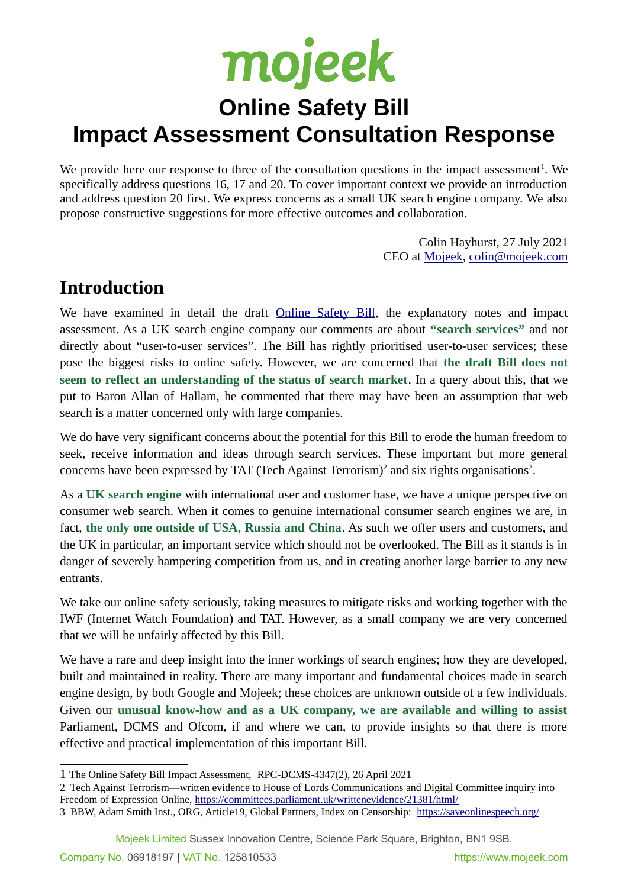# mojeek

# Online Safety Bill Impact Assessment Consultation Response

We provide here our response to three of the consultation questions in the impact assessment[1]. We specifically address questions 16, 17 and 20. To cover important context we provide an introduction and address question 20 first. We express concerns as a small UK search engine company. We also propose constructive suggestions for more effective outcomes and collaboration.

Colin Hayhurst, 27 July 2021
CEO at Mojeek, colin@mojeek.com

## Introduction

We have examined in detail the draft Online Safety Bill, the explanatory notes and impact assessment. As a UK search engine company our comments are about **"search services"** and not directly about "user-to-user services". The Bill has rightly prioritised user-to-user services; these pose the biggest risks to online safety. However, we are concerned that **the draft Bill does not seem to reflect an understanding of the status of search market**. In a query about this, that we put to Baron Allan of Hallam, he commented that there may have been an assumption that web search is a matter concerned only with large companies.

We do have very significant concerns about the potential for this Bill to erode the human freedom to seek, receive information and ideas through search services. These important but more general concerns have been expressed by TAT (Tech Against Terrorism)[2] and six rights organisations[3].

As a **UK search engine** with international user and customer base, we have a unique perspective on consumer web search. When it comes to genuine international consumer search engines we are, in fact, **the only one outside of USA, Russia and China**. As such we offer users and customers, and the UK in particular, an important service which should not be overlooked. The Bill as it stands is in danger of severely hampering competition from us, and in creating another large barrier to any new entrants.

We take our online safety seriously, taking measures to mitigate risks and working together with the IWF (Internet Watch Foundation) and TAT. However, as a small company we are very concerned that we will be unfairly affected by this Bill.

We have a rare and deep insight into the inner workings of search engines; how they are developed, built and maintained in reality. There are many important and fundamental choices made in search engine design, by both Google and Mojeek; these choices are unknown outside of a few individuals. Given our **unusual know-how and as a UK company, we are available and willing to assist** Parliament, DCMS and Ofcom, if and where we can, to provide insights so that there is more effective and practical implementation of this important Bill.

---

1 The Online Safety Bill Impact Assessment, RPC-DCMS-4347(2), 26 April 2021

2 Tech Against Terrorism—written evidence to House of Lords Communications and Digital Committee inquiry into Freedom of Expression Online, https://committees.parliament.uk/writtenevidence/21381/html/

3 BBW, Adam Smith Inst., ORG, Article19, Global Partners, Index on Censorship: https://saveonlinespeech.org/

Mojeek Limited Sussex Innovation Centre, Science Park Square, Brighton, BN1 9SB.
Company No. 06918197 | VAT No. 125810533 https://www.mojeek.com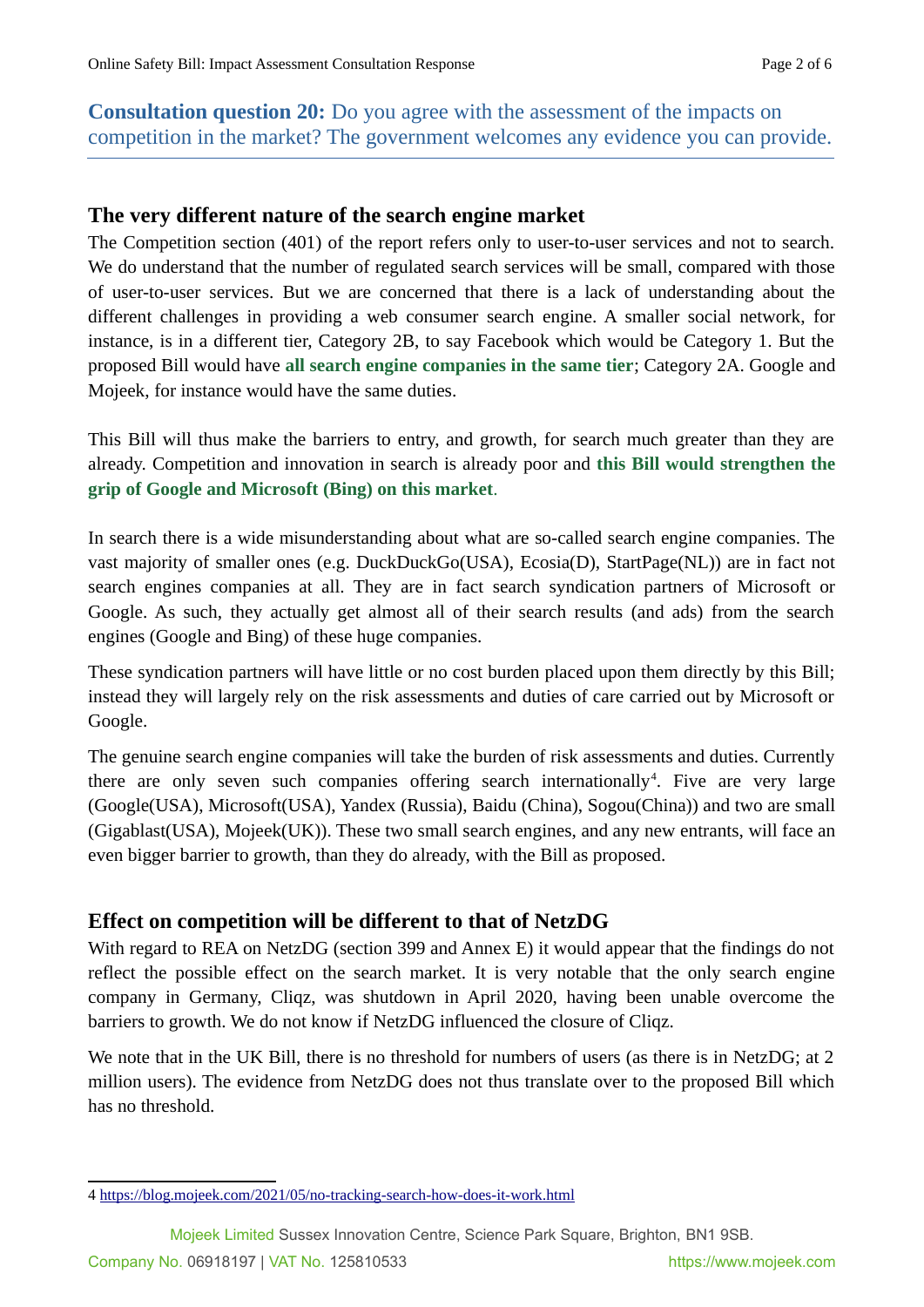## Consultation question 20: Do you agree with the assessment of the impacts on competition in the market? The government welcomes any evidence you can provide.

### The very different nature of the search engine market

The Competition section (401) of the report refers only to user-to-user services and not to search. We do understand that the number of regulated search services will be small, compared with those of user-to-user services. But we are concerned that there is a lack of understanding about the different challenges in providing a web consumer search engine. A smaller social network, for instance, is in a different tier, Category 2B, to say Facebook which would be Category 1. But the proposed Bill would have **all search engine companies in the same tier**; Category 2A. Google and Mojeek, for instance would have the same duties.

This Bill will thus make the barriers to entry, and growth, for search much greater than they are already. Competition and innovation in search is already poor and **this Bill would strengthen the grip of Google and Microsoft (Bing) on this market**.

In search there is a wide misunderstanding about what are so-called search engine companies. The vast majority of smaller ones (e.g. DuckDuckGo(USA), Ecosia(D), StartPage(NL)) are in fact not search engines companies at all. They are in fact search syndication partners of Microsoft or Google. As such, they actually get almost all of their search results (and ads) from the search engines (Google and Bing) of these huge companies.

These syndication partners will have little or no cost burden placed upon them directly by this Bill; instead they will largely rely on the risk assessments and duties of care carried out by Microsoft or Google.

The genuine search engine companies will take the burden of risk assessments and duties. Currently there are only seven such companies offering search internationally[4]. Five are very large (Google(USA), Microsoft(USA), Yandex (Russia), Baidu (China), Sogou(China)) and two are small (Gigablast(USA), Mojeek(UK)). These two small search engines, and any new entrants, will face an even bigger barrier to growth, than they do already, with the Bill as proposed.

### Effect on competition will be different to that of NetzDG

With regard to REA on NetzDG (section 399 and Annex E) it would appear that the findings do not reflect the possible effect on the search market. It is very notable that the only search engine company in Germany, Cliqz, was shutdown in April 2020, having been unable overcome the barriers to growth. We do not know if NetzDG influenced the closure of Cliqz.

We note that in the UK Bill, there is no threshold for numbers of users (as there is in NetzDG; at 2 million users). The evidence from NetzDG does not thus translate over to the proposed Bill which has no threshold.

---

4 https://blog.mojeek.com/2021/05/no-tracking-search-how-does-it-work.html

Mojeek Limited Sussex Innovation Centre, Science Park Square, Brighton, BN1 9SB.
Company No. 06918197 | VAT No. 125810533 https://www.mojeek.com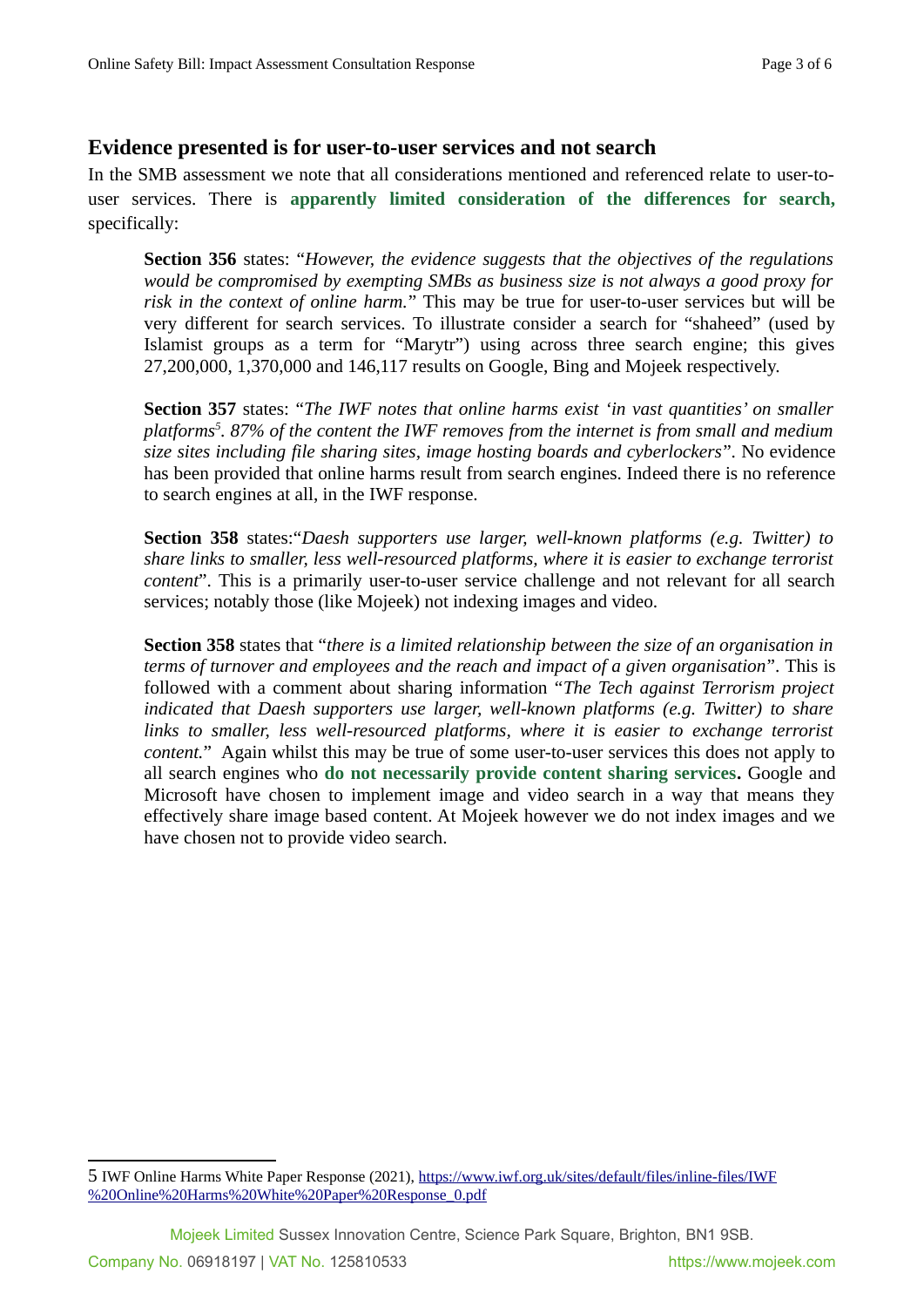## Evidence presented is for user-to-user services and not search

In the SMB assessment we note that all considerations mentioned and referenced relate to user-to-user services. There is **apparently limited consideration of the differences for search,** specifically:

> **Section 356** states: "*However, the evidence suggests that the objectives of the regulations would be compromised by exempting SMBs as business size is not always a good proxy for risk in the context of online harm.*" This may be true for user-to-user services but will be very different for search services. To illustrate consider a search for "shaheed" (used by Islamist groups as a term for "Marytr") using across three search engine; this gives 27,200,000, 1,370,000 and 146,117 results on Google, Bing and Mojeek respectively.
>
> **Section 357** states: "*The IWF notes that online harms exist 'in vast quantities' on smaller platforms*[5]*. 87% of the content the IWF removes from the internet is from small and medium size sites including file sharing sites, image hosting boards and cyberlockers*". No evidence has been provided that online harms result from search engines. Indeed there is no reference to search engines at all, in the IWF response.
>
> **Section 358** states:"*Daesh supporters use larger, well-known platforms (e.g. Twitter) to share links to smaller, less well-resourced platforms, where it is easier to exchange terrorist content*". This is a primarily user-to-user service challenge and not relevant for all search services; notably those (like Mojeek) not indexing images and video.
>
> **Section 358** states that "*there is a limited relationship between the size of an organisation in terms of turnover and employees and the reach and impact of a given organisation*". This is followed with a comment about sharing information "*The Tech against Terrorism project indicated that Daesh supporters use larger, well-known platforms (e.g. Twitter) to share links to smaller, less well-resourced platforms, where it is easier to exchange terrorist content.*" Again whilst this may be true of some user-to-user services this does not apply to all search engines who **do not necessarily provide content sharing services.** Google and Microsoft have chosen to implement image and video search in a way that means they effectively share image based content. At Mojeek however we do not index images and we have chosen not to provide video search.

---

[5] IWF Online Harms White Paper Response (2021), https://www.iwf.org.uk/sites/default/files/inline-files/IWF%20Online%20Harms%20White%20Paper%20Response_0.pdf

Mojeek Limited Sussex Innovation Centre, Science Park Square, Brighton, BN1 9SB.

Company No. 06918197 | VAT No. 125810533 https://www.mojeek.com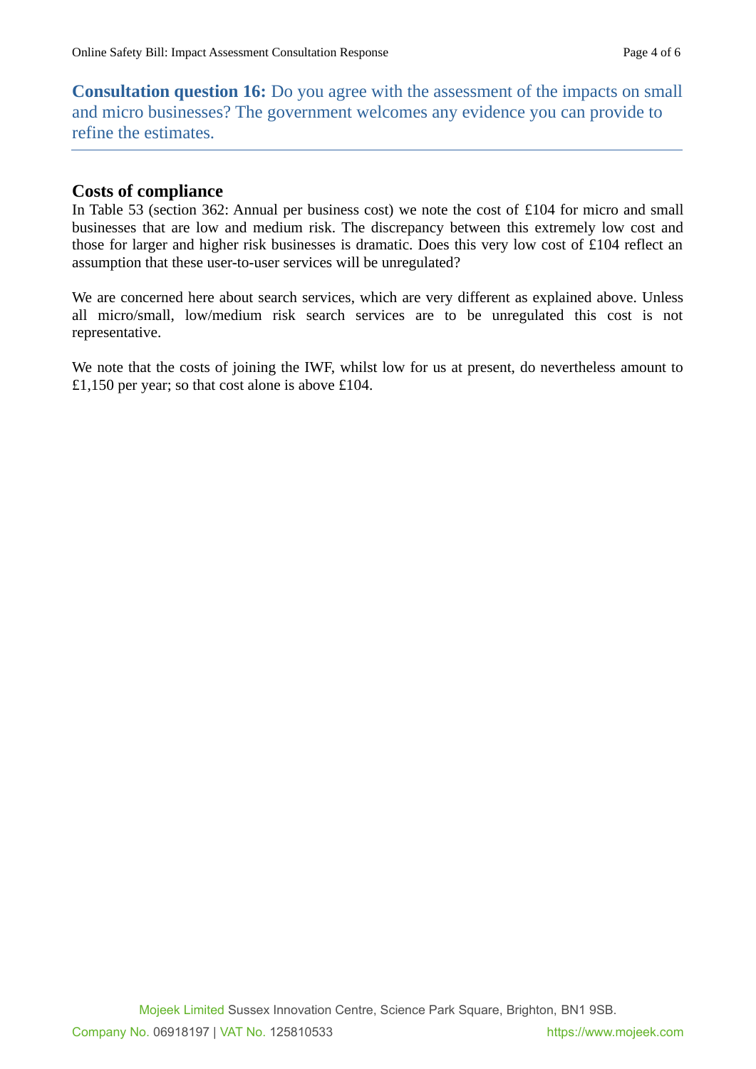**Consultation question 16:** Do you agree with the assessment of the impacts on small and micro businesses? The government welcomes any evidence you can provide to refine the estimates.

## Costs of compliance

In Table 53 (section 362: Annual per business cost) we note the cost of £104 for micro and small businesses that are low and medium risk. The discrepancy between this extremely low cost and those for larger and higher risk businesses is dramatic. Does this very low cost of £104 reflect an assumption that these user-to-user services will be unregulated?

We are concerned here about search services, which are very different as explained above. Unless all micro/small, low/medium risk search services are to be unregulated this cost is not representative.

We note that the costs of joining the IWF, whilst low for us at present, do nevertheless amount to £1,150 per year; so that cost alone is above £104.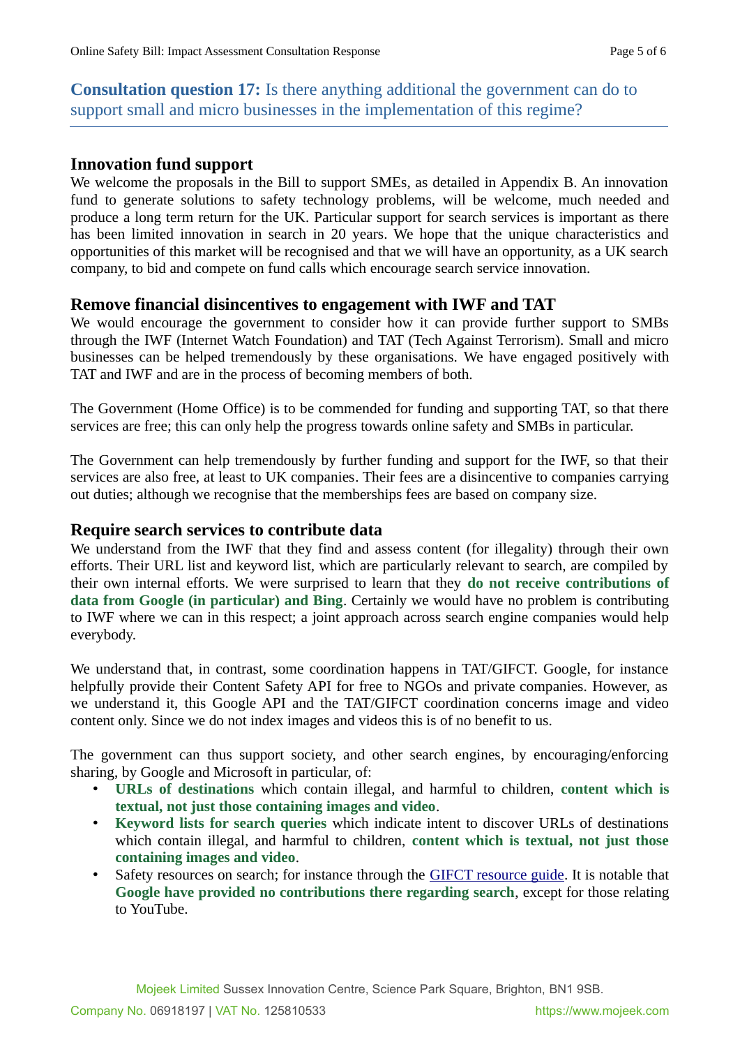**Consultation question 17:** Is there anything additional the government can do to support small and micro businesses in the implementation of this regime?

## Innovation fund support

We welcome the proposals in the Bill to support SMEs, as detailed in Appendix B. An innovation fund to generate solutions to safety technology problems, will be welcome, much needed and produce a long term return for the UK. Particular support for search services is important as there has been limited innovation in search in 20 years. We hope that the unique characteristics and opportunities of this market will be recognised and that we will have an opportunity, as a UK search company, to bid and compete on fund calls which encourage search service innovation.

## Remove financial disincentives to engagement with IWF and TAT

We would encourage the government to consider how it can provide further support to SMBs through the IWF (Internet Watch Foundation) and TAT (Tech Against Terrorism). Small and micro businesses can be helped tremendously by these organisations. We have engaged positively with TAT and IWF and are in the process of becoming members of both.

The Government (Home Office) is to be commended for funding and supporting TAT, so that there services are free; this can only help the progress towards online safety and SMBs in particular.

The Government can help tremendously by further funding and support for the IWF, so that their services are also free, at least to UK companies. Their fees are a disincentive to companies carrying out duties; although we recognise that the memberships fees are based on company size.

## Require search services to contribute data

We understand from the IWF that they find and assess content (for illegality) through their own efforts. Their URL list and keyword list, which are particularly relevant to search, are compiled by their own internal efforts. We were surprised to learn that they **do not receive contributions of data from Google (in particular) and Bing**. Certainly we would have no problem is contributing to IWF where we can in this respect; a joint approach across search engine companies would help everybody.

We understand that, in contrast, some coordination happens in TAT/GIFCT. Google, for instance helpfully provide their Content Safety API for free to NGOs and private companies. However, as we understand it, this Google API and the TAT/GIFCT coordination concerns image and video content only. Since we do not index images and videos this is of no benefit to us.

The government can thus support society, and other search engines, by encouraging/enforcing sharing, by Google and Microsoft in particular, of:

- **URLs of destinations** which contain illegal, and harmful to children, **content which is textual, not just those containing images and video**.
- **Keyword lists for search queries** which indicate intent to discover URLs of destinations which contain illegal, and harmful to children, **content which is textual, not just those containing images and video**.
- Safety resources on search; for instance through the GIFCT resource guide. It is notable that **Google have provided no contributions there regarding search**, except for those relating to YouTube.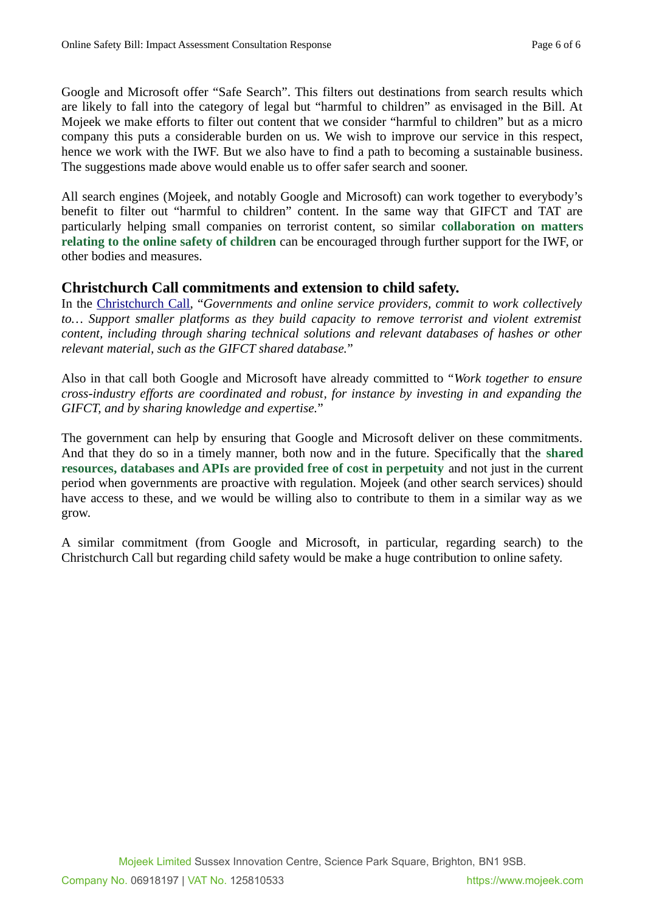Google and Microsoft offer "Safe Search". This filters out destinations from search results which are likely to fall into the category of legal but "harmful to children" as envisaged in the Bill. At Mojeek we make efforts to filter out content that we consider "harmful to children" but as a micro company this puts a considerable burden on us. We wish to improve our service in this respect, hence we work with the IWF. But we also have to find a path to becoming a sustainable business. The suggestions made above would enable us to offer safer search and sooner.

All search engines (Mojeek, and notably Google and Microsoft) can work together to everybody's benefit to filter out "harmful to children" content. In the same way that GIFCT and TAT are particularly helping small companies on terrorist content, so similar **collaboration on matters relating to the online safety of children** can be encouraged through further support for the IWF, or other bodies and measures.

## Christchurch Call commitments and extension to child safety.

In the Christchurch Call, "*Governments and online service providers, commit to work collectively to… Support smaller platforms as they build capacity to remove terrorist and violent extremist content, including through sharing technical solutions and relevant databases of hashes or other relevant material, such as the GIFCT shared database.*"

Also in that call both Google and Microsoft have already committed to "*Work together to ensure cross-industry efforts are coordinated and robust, for instance by investing in and expanding the GIFCT, and by sharing knowledge and expertise.*"

The government can help by ensuring that Google and Microsoft deliver on these commitments. And that they do so in a timely manner, both now and in the future. Specifically that the **shared resources, databases and APIs are provided free of cost in perpetuity** and not just in the current period when governments are proactive with regulation. Mojeek (and other search services) should have access to these, and we would be willing also to contribute to them in a similar way as we grow.

A similar commitment (from Google and Microsoft, in particular, regarding search) to the Christchurch Call but regarding child safety would be make a huge contribution to online safety.

Mojeek Limited Sussex Innovation Centre, Science Park Square, Brighton, BN1 9SB.
Company No. 06918197 | VAT No. 125810533 https://www.mojeek.com